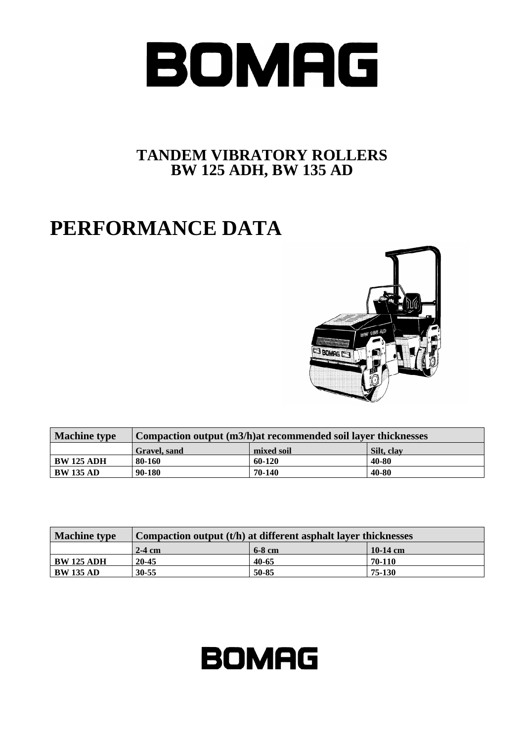# BOMAG

## TANDEM VIBRATORY ROLLERS
## BW 125 ADH, BW 135 AD

# PERFORMANCE DATA

| Machine type | Compaction output (m3/h)at recommended soil layer thicknesses | | |
|---|---|---|---|
| | **Gravel, sand** | **mixed soil** | **Silt, clay** |
| **BW 125 ADH** | **80-160** | **60-120** | **40-80** |
| **BW 135 AD** | **90-180** | **70-140** | **40-80** |

| Machine type | Compaction output (t/h) at different asphalt layer thicknesses | | |
|---|---|---|---|
| | **2-4 cm** | **6-8 cm** | **10-14 cm** |
| **BW 125 ADH** | **20-45** | **40-65** | **70-110** |
| **BW 135 AD** | **30-55** | **50-85** | **75-130** |

BOMAG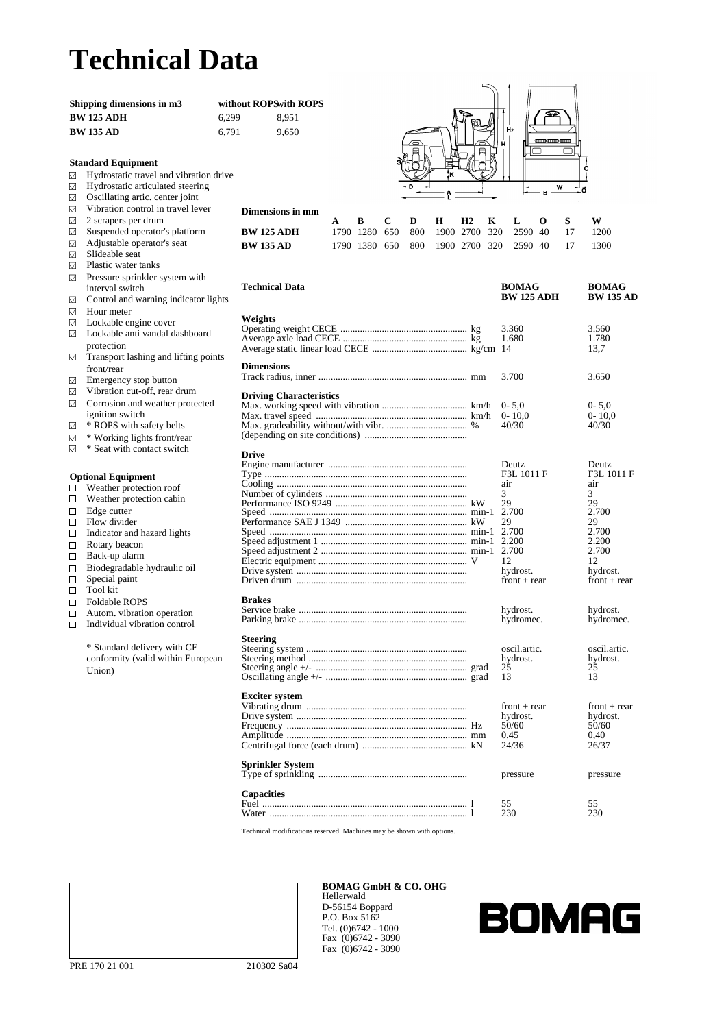# Technical Data

| Shipping dimensions in m3 | without ROPS | with ROPS |
|---|---|---|
| **BW 125 ADH** | 6,299 | 8,951 |
| **BW 135 AD** | 6,791 | 9,650 |

### Standard Equipment

- ☑ Hydrostatic travel and vibration drive
- ☑ Hydrostatic articulated steering
- ☑ Oscillating artic. center joint
- ☑ Vibration control in travel lever
- ☑ 2 scrapers per drum
- ☑ Suspended operator's platform
- ☑ Adjustable operator's seat
- ☑ Slideable seat
- ☑ Plastic water tanks
- ☑ Pressure sprinkler system with interval switch
- ☑ Control and warning indicator lights
- ☑ Hour meter
- ☑ Lockable engine cover
- ☑ Lockable anti vandal dashboard protection
- ☑ Transport lashing and lifting points front/rear
- ☑ Emergency stop button
- ☑ Vibration cut-off, rear drum
- ☑ Corrosion and weather protected ignition switch
- ☑ * ROPS with safety belts
- ☑ * Working lights front/rear
- ☑ * Seat with contact switch

### Optional Equipment

- ☐ Weather protection roof
- ☐ Weather protection cabin
- ☐ Edge cutter
- ☐ Flow divider
- ☐ Indicator and hazard lights
- ☐ Rotary beacon
- ☐ Back-up alarm
- ☐ Biodegradable hydraulic oil
- ☐ Special paint
- ☐ Tool kit
- ☐ Foldable ROPS
- ☐ Autom. vibration operation
- ☐ Individual vibration control

\* Standard delivery with CE conformity (valid within European Union)

| Dimensions in mm | A | B | C | D | H | H2 | K | L | O | S | W |
|---|---|---|---|---|---|---|---|---|---|---|---|
| **BW 125 ADH** | 1790 | 1280 | 650 | 800 | 1900 | 2700 | 320 | 2590 | 40 | 17 | 1200 |
| **BW 135 AD** | 1790 | 1380 | 650 | 800 | 1900 | 2700 | 320 | 2590 | 40 | 17 | 1300 |

| Technical Data | | BOMAG BW 125 ADH | BOMAG BW 135 AD |
|---|---|---|---|
| **Weights** | | | |
| Operating weight CECE | kg | 3.360 | 3.560 |
| Average axle load CECE | kg | 1.680 | 1.780 |
| Average static linear load CECE | kg/cm | 14 | 13,7 |
| **Dimensions** | | | |
| Track radius, inner | mm | 3.700 | 3.650 |
| **Driving Characteristics** | | | |
| Max. working speed with vibration | km/h | 0- 5,0 | 0- 5,0 |
| Max. travel speed | km/h | 0- 10,0 | 0- 10,0 |
| Max. gradeability without/with vibr. (depending on site conditions) | % | 40/30 | 40/30 |
| **Drive** | | | |
| Engine manufacturer | | Deutz | Deutz |
| Type | | F3L 1011 F | F3L 1011 F |
| Cooling | | air | air |
| Number of cylinders | | 3 | 3 |
| Performance ISO 9249 | kW | 29 | 29 |
| Speed | min-1 | 2.700 | 2.700 |
| Performance SAE J 1349 | kW | 29 | 29 |
| Speed | min-1 | 2.700 | 2.700 |
| Speed adjustment 1 | min-1 | 2.200 | 2.200 |
| Speed adjustment 2 | min-1 | 2.700 | 2.700 |
| Electric equipment | V | 12 | 12 |
| Drive system | | hydrost. | hydrost. |
| Driven drum | | front + rear | front + rear |
| **Brakes** | | | |
| Service brake | | hydrost. | hydrost. |
| Parking brake | | hydromec. | hydromec. |
| **Steering** | | | |
| Steering system | | oscil.artic. | oscil.artic. |
| Steering method | | hydrost. | hydrost. |
| Steering angle +/- | grad | 25 | 25 |
| Oscillating angle +/- | grad | 13 | 13 |
| **Exciter system** | | | |
| Vibrating drum | | front + rear | front + rear |
| Drive system | | hydrost. | hydrost. |
| Frequency | Hz | 50/60 | 50/60 |
| Amplitude | mm | 0,45 | 0,40 |
| Centrifugal force (each drum) | kN | 24/36 | 26/37 |
| **Sprinkler System** | | | |
| Type of sprinkling | | pressure | pressure |
| **Capacities** | | | |
| Fuel | l | 55 | 55 |
| Water | l | 230 | 230 |

Technical modifications reserved. Machines may be shown with options.

**BOMAG GmbH & CO. OHG**
Hellerwald
D-56154 Boppard
P.O. Box 5162
Tel. (0)6742 - 1000
Fax (0)6742 - 3090
Fax (0)6742 - 3090

BOMAG

PRE 170 21 001 210302 Sa04